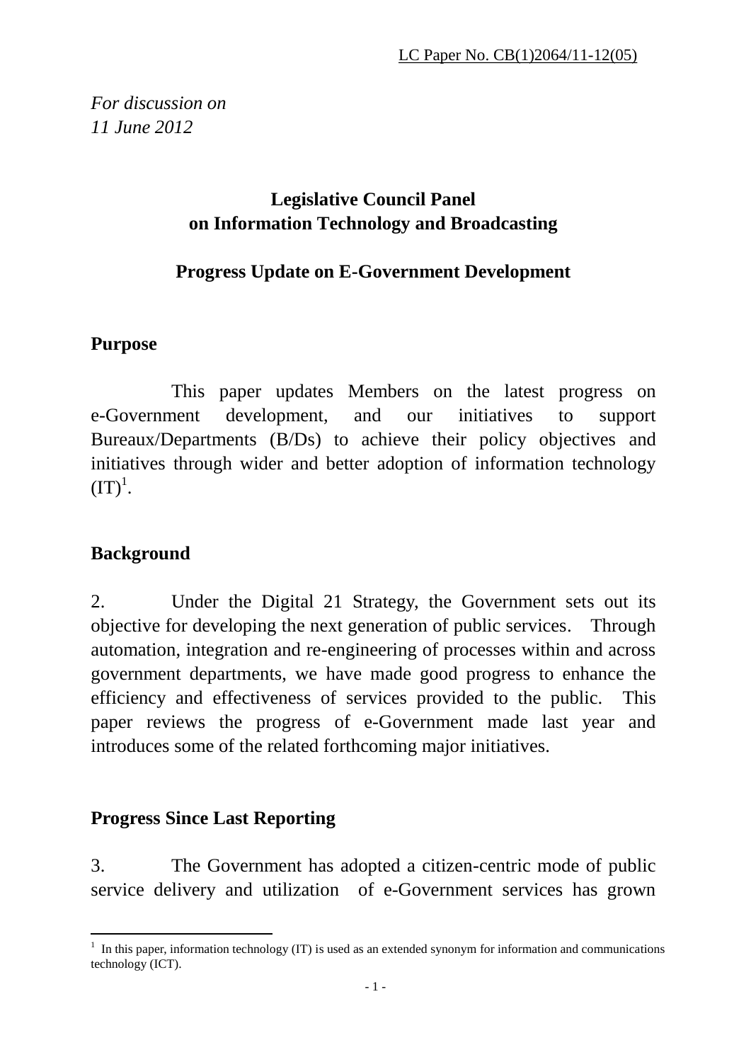LC Paper No. CB(1)2064/11-12(05)

*For discussion on*
*11 June 2012*

# Legislative Council Panel on Information Technology and Broadcasting

## Progress Update on E-Government Development

### Purpose

This paper updates Members on the latest progress on e-Government development, and our initiatives to support Bureaux/Departments (B/Ds) to achieve their policy objectives and initiatives through wider and better adoption of information technology (IT)[1].

### Background

2. Under the Digital 21 Strategy, the Government sets out its objective for developing the next generation of public services. Through automation, integration and re-engineering of processes within and across government departments, we have made good progress to enhance the efficiency and effectiveness of services provided to the public. This paper reviews the progress of e-Government made last year and introduces some of the related forthcoming major initiatives.

### Progress Since Last Reporting

3. The Government has adopted a citizen-centric mode of public service delivery and utilization of e-Government services has grown

---

[1] In this paper, information technology (IT) is used as an extended synonym for information and communications technology (ICT).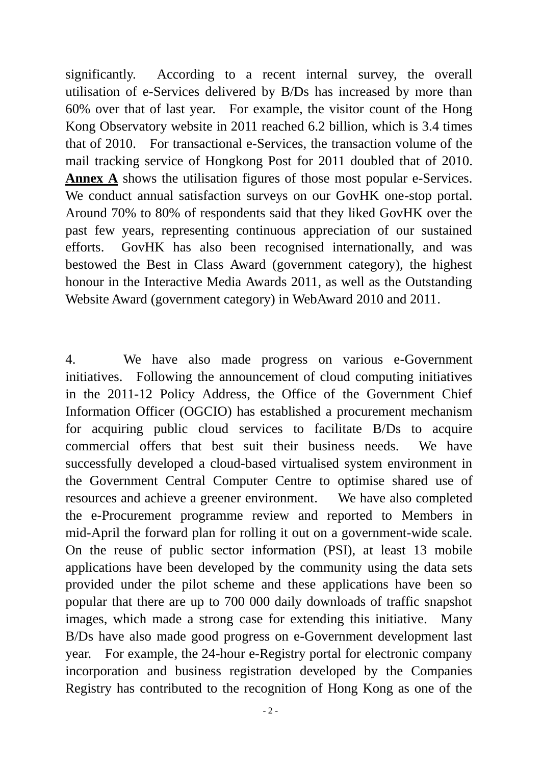significantly. According to a recent internal survey, the overall utilisation of e-Services delivered by B/Ds has increased by more than 60% over that of last year. For example, the visitor count of the Hong Kong Observatory website in 2011 reached 6.2 billion, which is 3.4 times that of 2010. For transactional e-Services, the transaction volume of the mail tracking service of Hongkong Post for 2011 doubled that of 2010. **Annex A** shows the utilisation figures of those most popular e-Services. We conduct annual satisfaction surveys on our GovHK one-stop portal. Around 70% to 80% of respondents said that they liked GovHK over the past few years, representing continuous appreciation of our sustained efforts. GovHK has also been recognised internationally, and was bestowed the Best in Class Award (government category), the highest honour in the Interactive Media Awards 2011, as well as the Outstanding Website Award (government category) in WebAward 2010 and 2011.

4. We have also made progress on various e-Government initiatives. Following the announcement of cloud computing initiatives in the 2011-12 Policy Address, the Office of the Government Chief Information Officer (OGCIO) has established a procurement mechanism for acquiring public cloud services to facilitate B/Ds to acquire commercial offers that best suit their business needs. We have successfully developed a cloud-based virtualised system environment in the Government Central Computer Centre to optimise shared use of resources and achieve a greener environment. We have also completed the e-Procurement programme review and reported to Members in mid-April the forward plan for rolling it out on a government-wide scale. On the reuse of public sector information (PSI), at least 13 mobile applications have been developed by the community using the data sets provided under the pilot scheme and these applications have been so popular that there are up to 700 000 daily downloads of traffic snapshot images, which made a strong case for extending this initiative. Many B/Ds have also made good progress on e-Government development last year. For example, the 24-hour e-Registry portal for electronic company incorporation and business registration developed by the Companies Registry has contributed to the recognition of Hong Kong as one of the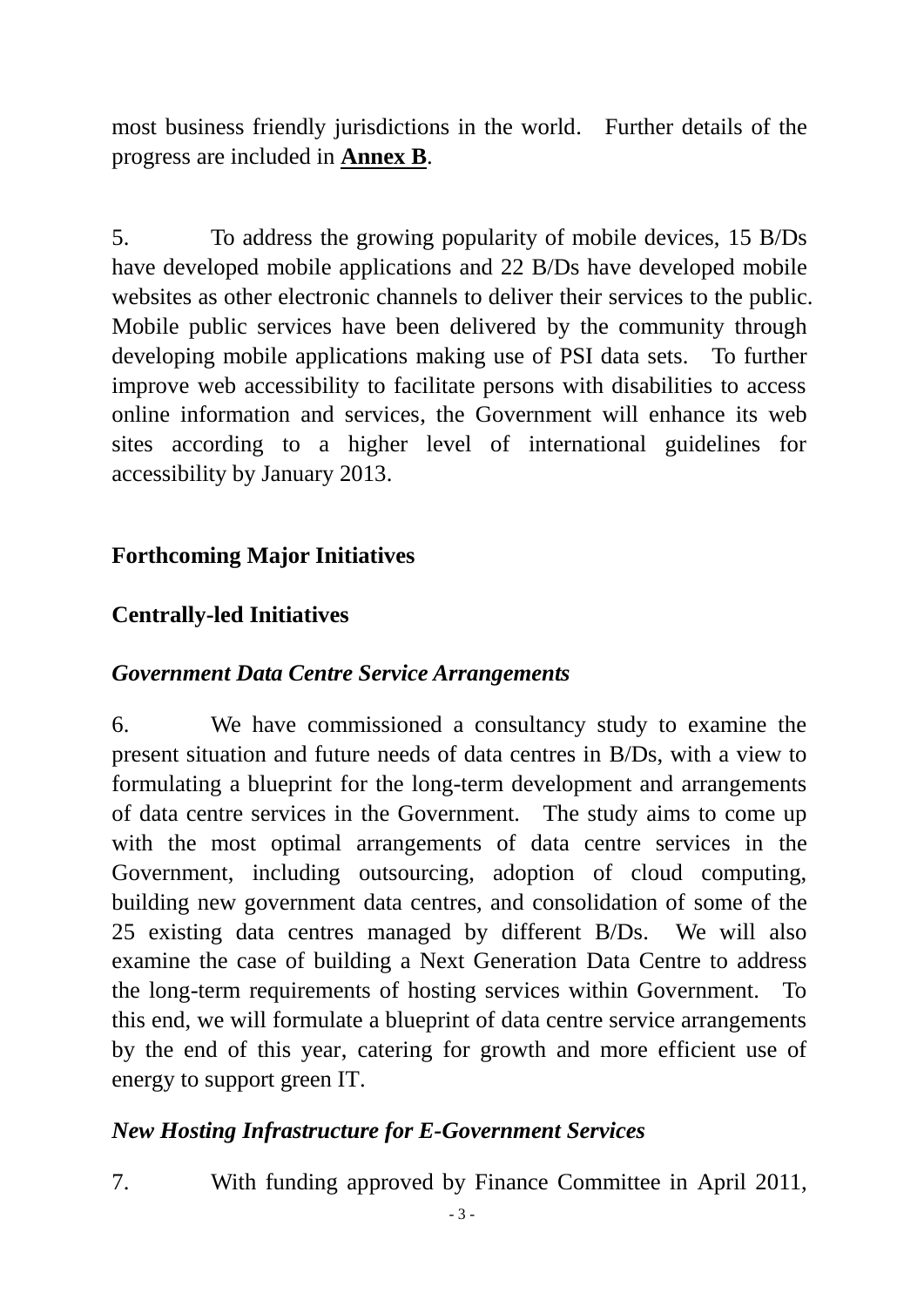most business friendly jurisdictions in the world. Further details of the progress are included in **Annex B**.

5. To address the growing popularity of mobile devices, 15 B/Ds have developed mobile applications and 22 B/Ds have developed mobile websites as other electronic channels to deliver their services to the public. Mobile public services have been delivered by the community through developing mobile applications making use of PSI data sets. To further improve web accessibility to facilitate persons with disabilities to access online information and services, the Government will enhance its web sites according to a higher level of international guidelines for accessibility by January 2013.

## Forthcoming Major Initiatives

### Centrally-led Initiatives

#### *Government Data Centre Service Arrangements*

6. We have commissioned a consultancy study to examine the present situation and future needs of data centres in B/Ds, with a view to formulating a blueprint for the long-term development and arrangements of data centre services in the Government. The study aims to come up with the most optimal arrangements of data centre services in the Government, including outsourcing, adoption of cloud computing, building new government data centres, and consolidation of some of the 25 existing data centres managed by different B/Ds. We will also examine the case of building a Next Generation Data Centre to address the long-term requirements of hosting services within Government. To this end, we will formulate a blueprint of data centre service arrangements by the end of this year, catering for growth and more efficient use of energy to support green IT.

#### *New Hosting Infrastructure for E-Government Services*

7. With funding approved by Finance Committee in April 2011,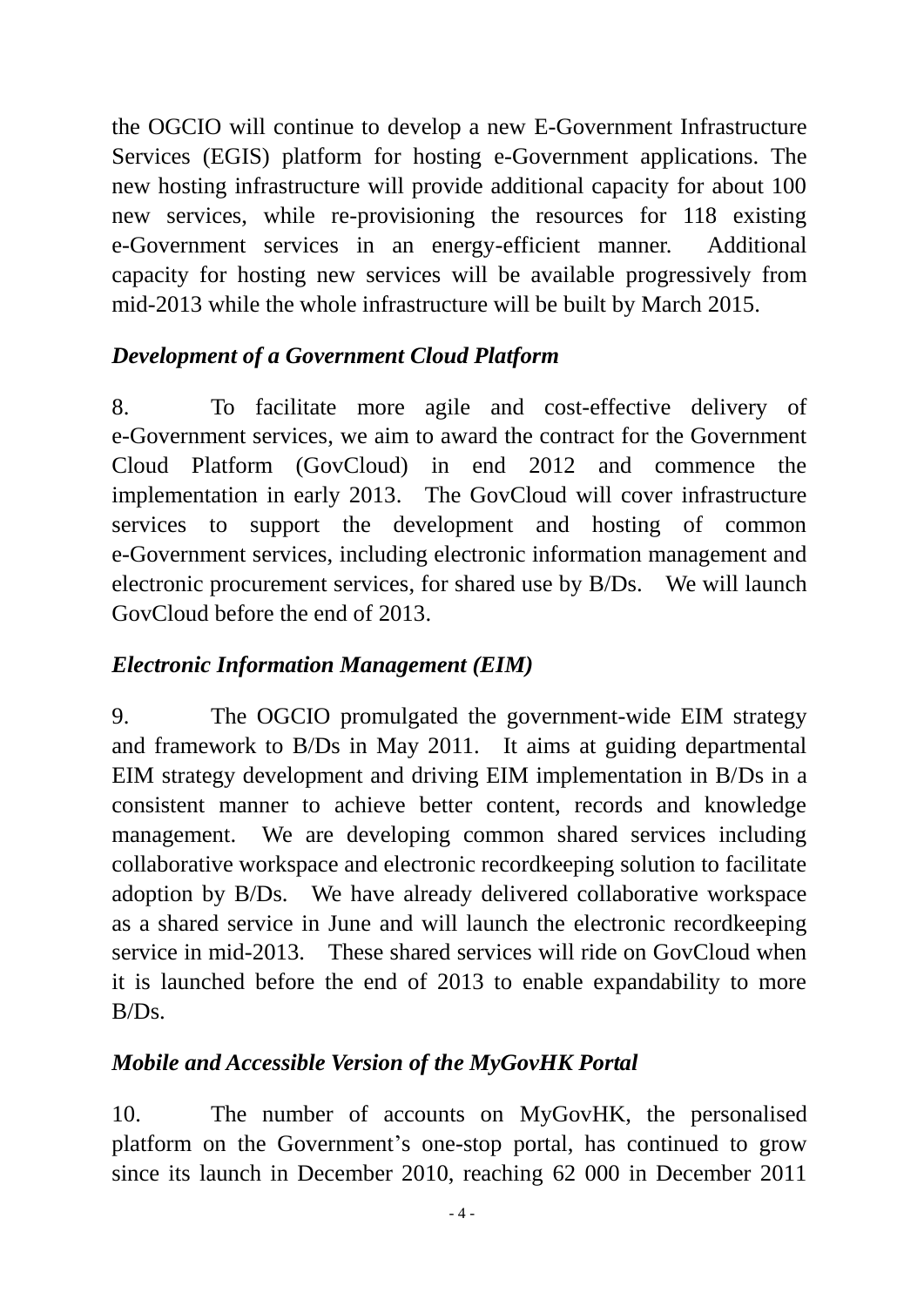the OGCIO will continue to develop a new E-Government Infrastructure Services (EGIS) platform for hosting e-Government applications. The new hosting infrastructure will provide additional capacity for about 100 new services, while re-provisioning the resources for 118 existing e-Government services in an energy-efficient manner. Additional capacity for hosting new services will be available progressively from mid-2013 while the whole infrastructure will be built by March 2015.

### *Development of a Government Cloud Platform*

8. To facilitate more agile and cost-effective delivery of e-Government services, we aim to award the contract for the Government Cloud Platform (GovCloud) in end 2012 and commence the implementation in early 2013. The GovCloud will cover infrastructure services to support the development and hosting of common e-Government services, including electronic information management and electronic procurement services, for shared use by B/Ds. We will launch GovCloud before the end of 2013.

### *Electronic Information Management (EIM)*

9. The OGCIO promulgated the government-wide EIM strategy and framework to B/Ds in May 2011. It aims at guiding departmental EIM strategy development and driving EIM implementation in B/Ds in a consistent manner to achieve better content, records and knowledge management. We are developing common shared services including collaborative workspace and electronic recordkeeping solution to facilitate adoption by B/Ds. We have already delivered collaborative workspace as a shared service in June and will launch the electronic recordkeeping service in mid-2013. These shared services will ride on GovCloud when it is launched before the end of 2013 to enable expandability to more B/Ds.

### *Mobile and Accessible Version of the MyGovHK Portal*

10. The number of accounts on MyGovHK, the personalised platform on the Government's one-stop portal, has continued to grow since its launch in December 2010, reaching 62 000 in December 2011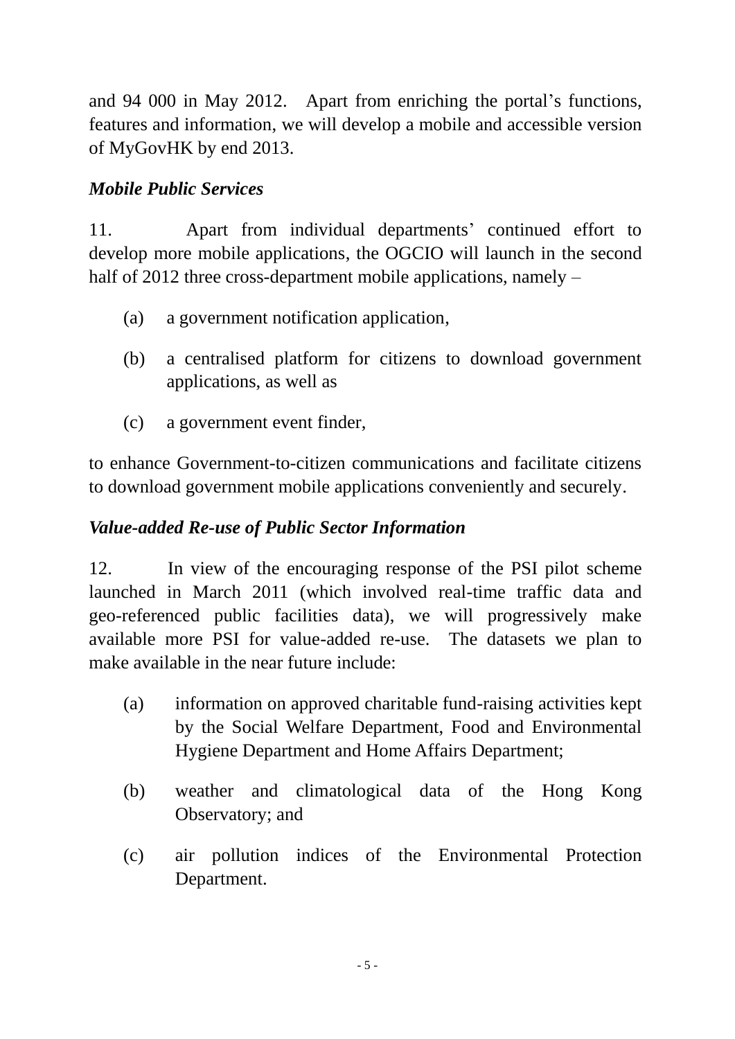and 94 000 in May 2012. Apart from enriching the portal's functions, features and information, we will develop a mobile and accessible version of MyGovHK by end 2013.

### *Mobile Public Services*

11. Apart from individual departments' continued effort to develop more mobile applications, the OGCIO will launch in the second half of 2012 three cross-department mobile applications, namely –

(a) a government notification application,

(b) a centralised platform for citizens to download government applications, as well as

(c) a government event finder,

to enhance Government-to-citizen communications and facilitate citizens to download government mobile applications conveniently and securely.

### *Value-added Re-use of Public Sector Information*

12. In view of the encouraging response of the PSI pilot scheme launched in March 2011 (which involved real-time traffic data and geo-referenced public facilities data), we will progressively make available more PSI for value-added re-use. The datasets we plan to make available in the near future include:

(a) information on approved charitable fund-raising activities kept by the Social Welfare Department, Food and Environmental Hygiene Department and Home Affairs Department;

(b) weather and climatological data of the Hong Kong Observatory; and

(c) air pollution indices of the Environmental Protection Department.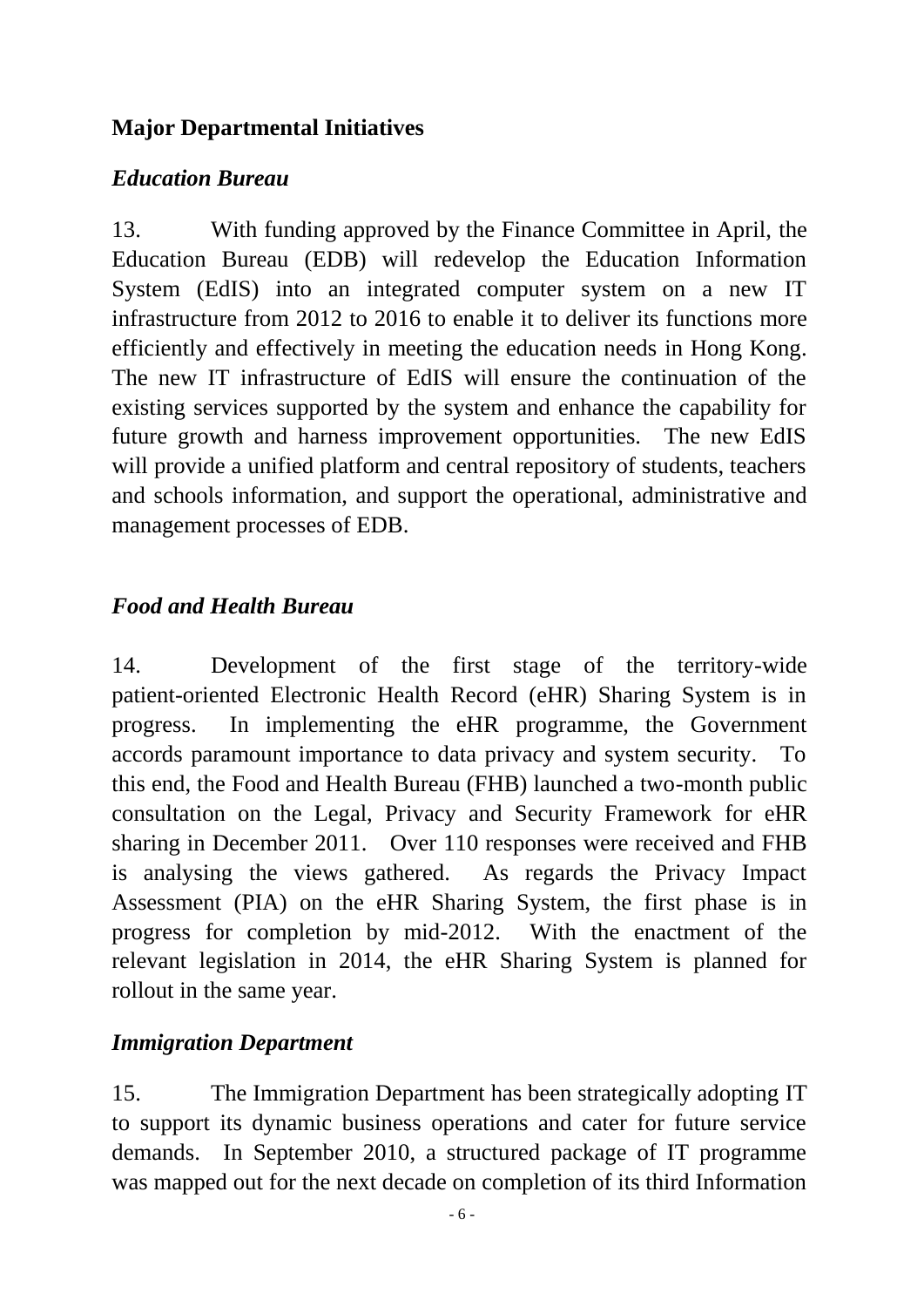## Major Departmental Initiatives

### *Education Bureau*

13. With funding approved by the Finance Committee in April, the Education Bureau (EDB) will redevelop the Education Information System (EdIS) into an integrated computer system on a new IT infrastructure from 2012 to 2016 to enable it to deliver its functions more efficiently and effectively in meeting the education needs in Hong Kong. The new IT infrastructure of EdIS will ensure the continuation of the existing services supported by the system and enhance the capability for future growth and harness improvement opportunities. The new EdIS will provide a unified platform and central repository of students, teachers and schools information, and support the operational, administrative and management processes of EDB.

### *Food and Health Bureau*

14. Development of the first stage of the territory-wide patient-oriented Electronic Health Record (eHR) Sharing System is in progress. In implementing the eHR programme, the Government accords paramount importance to data privacy and system security. To this end, the Food and Health Bureau (FHB) launched a two-month public consultation on the Legal, Privacy and Security Framework for eHR sharing in December 2011. Over 110 responses were received and FHB is analysing the views gathered. As regards the Privacy Impact Assessment (PIA) on the eHR Sharing System, the first phase is in progress for completion by mid-2012. With the enactment of the relevant legislation in 2014, the eHR Sharing System is planned for rollout in the same year.

### *Immigration Department*

15. The Immigration Department has been strategically adopting IT to support its dynamic business operations and cater for future service demands. In September 2010, a structured package of IT programme was mapped out for the next decade on completion of its third Information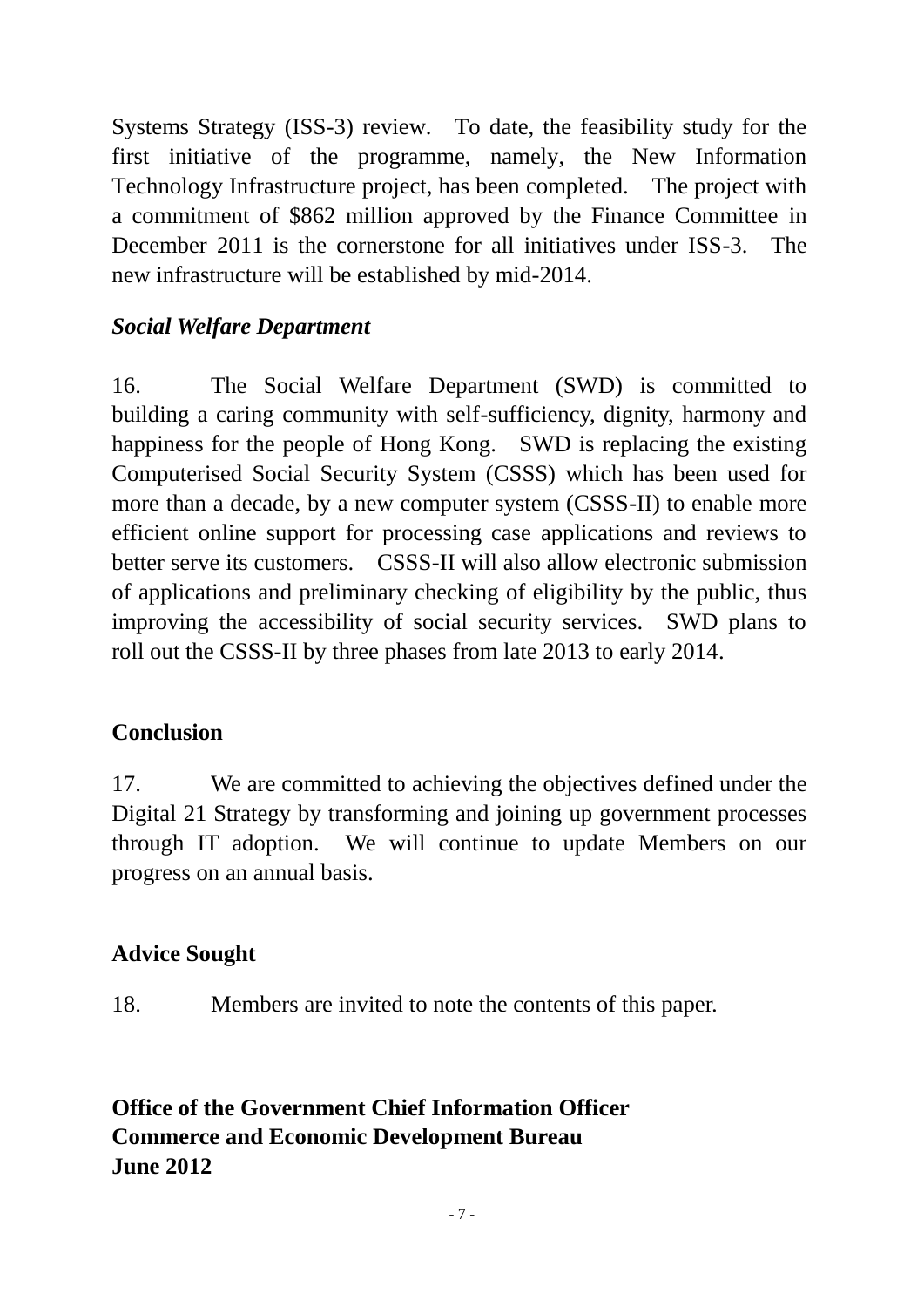Systems Strategy (ISS-3) review. To date, the feasibility study for the first initiative of the programme, namely, the New Information Technology Infrastructure project, has been completed. The project with a commitment of $862 million approved by the Finance Committee in December 2011 is the cornerstone for all initiatives under ISS-3. The new infrastructure will be established by mid-2014.

***Social Welfare Department***

16. The Social Welfare Department (SWD) is committed to building a caring community with self-sufficiency, dignity, harmony and happiness for the people of Hong Kong. SWD is replacing the existing Computerised Social Security System (CSSS) which has been used for more than a decade, by a new computer system (CSSS-II) to enable more efficient online support for processing case applications and reviews to better serve its customers. CSSS-II will also allow electronic submission of applications and preliminary checking of eligibility by the public, thus improving the accessibility of social security services. SWD plans to roll out the CSSS-II by three phases from late 2013 to early 2014.

**Conclusion**

17. We are committed to achieving the objectives defined under the Digital 21 Strategy by transforming and joining up government processes through IT adoption. We will continue to update Members on our progress on an annual basis.

**Advice Sought**

18. Members are invited to note the contents of this paper.

**Office of the Government Chief Information Officer**
**Commerce and Economic Development Bureau**
**June 2012**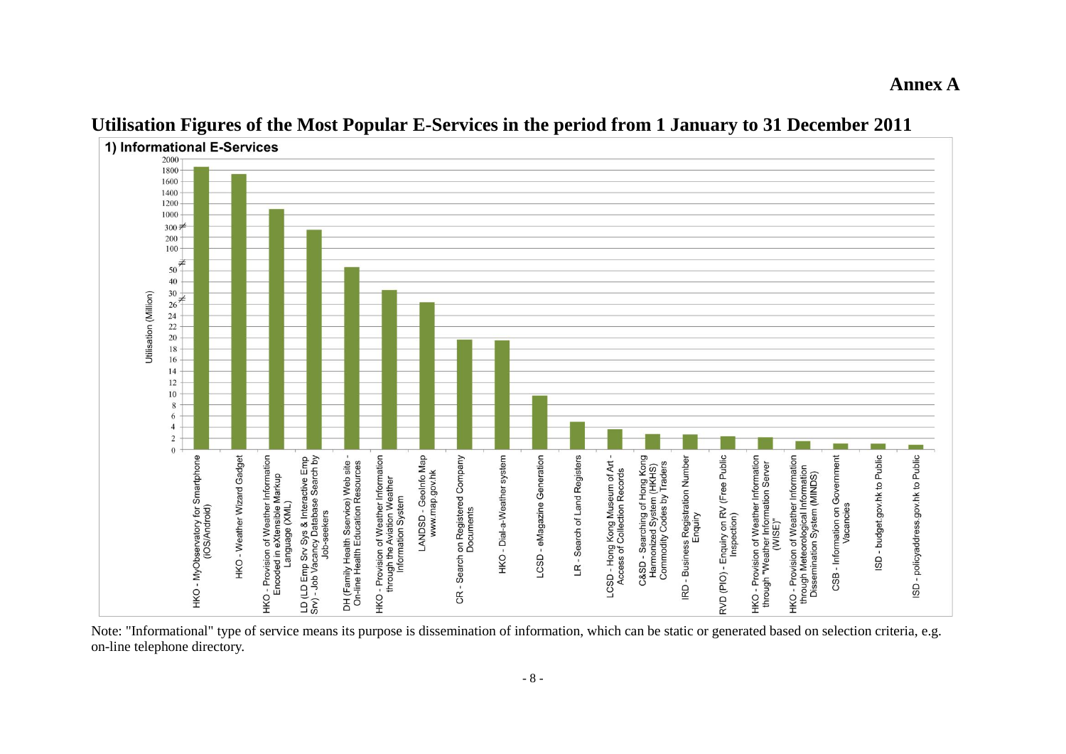**Annex A**

# Utilisation Figures of the Most Popular E-Services in the period from 1 January to 31 December 2011

## 1) Informational E-Services

Utilisation (Million)

| E-Service | Utilisation (Million) (approx.) |
|---|---|
| HKO - MyObservatory for Smartphone (iOS/Android) | ~1850 |
| HKO - Weather Wizard Gadget | ~1720 |
| HKO - Provision of Weather Information Encoded in eXtensible Markup Language (XML) | ~1100 |
| LD (LD Emp Srv Sys & Interactive Emp Srv) - Job Vacancy Database Search by Job-seekers | ~270 |
| DH (Family Health Sservice) Web site - On-line Health Education Resources | ~53 |
| HKO - Provision of Weather Information through the Aviation Weather Information System | ~33 |
| LANDSD - GeoInfo Map www.map.gov.hk | ~26 |
| CR - Search on Registered Company Documents | ~19.6 |
| HKO - Dial-a-Weather system | ~19.5 |
| LCSD - eMagazine Generation | ~9.7 |
| LR - Search of Land Registers | ~5 |
| LCSD - Hong Kong Museum of Art - Access of Collection Records | ~3.6 |
| C&SD - Searching of Hong Kong Harmonized System (HKHS) Commodity Codes by Traders | ~2.8 |
| IRD - Business Registration Number Enquiry | ~2.7 |
| RVD (PIO) - Enquiry on RV (Free Public Inspection) | ~2.4 |
| HKO - Provision of Weather Information through "Weather Information Server (WISE)" | ~2.2 |
| HKO - Provision of Weather Information through Meteorological Information Dissemination System (MINDS) | ~1.5 |
| CSB - Information on Government Vacancies | ~1.1 |
| ISD - budget.gov.hk to Public | ~1.1 |
| ISD - policyaddress.gov.hk to Public | ~0.9 |

Note: "Informational" type of service means its purpose is dissemination of information, which can be static or generated based on selection criteria, e.g. on-line telephone directory.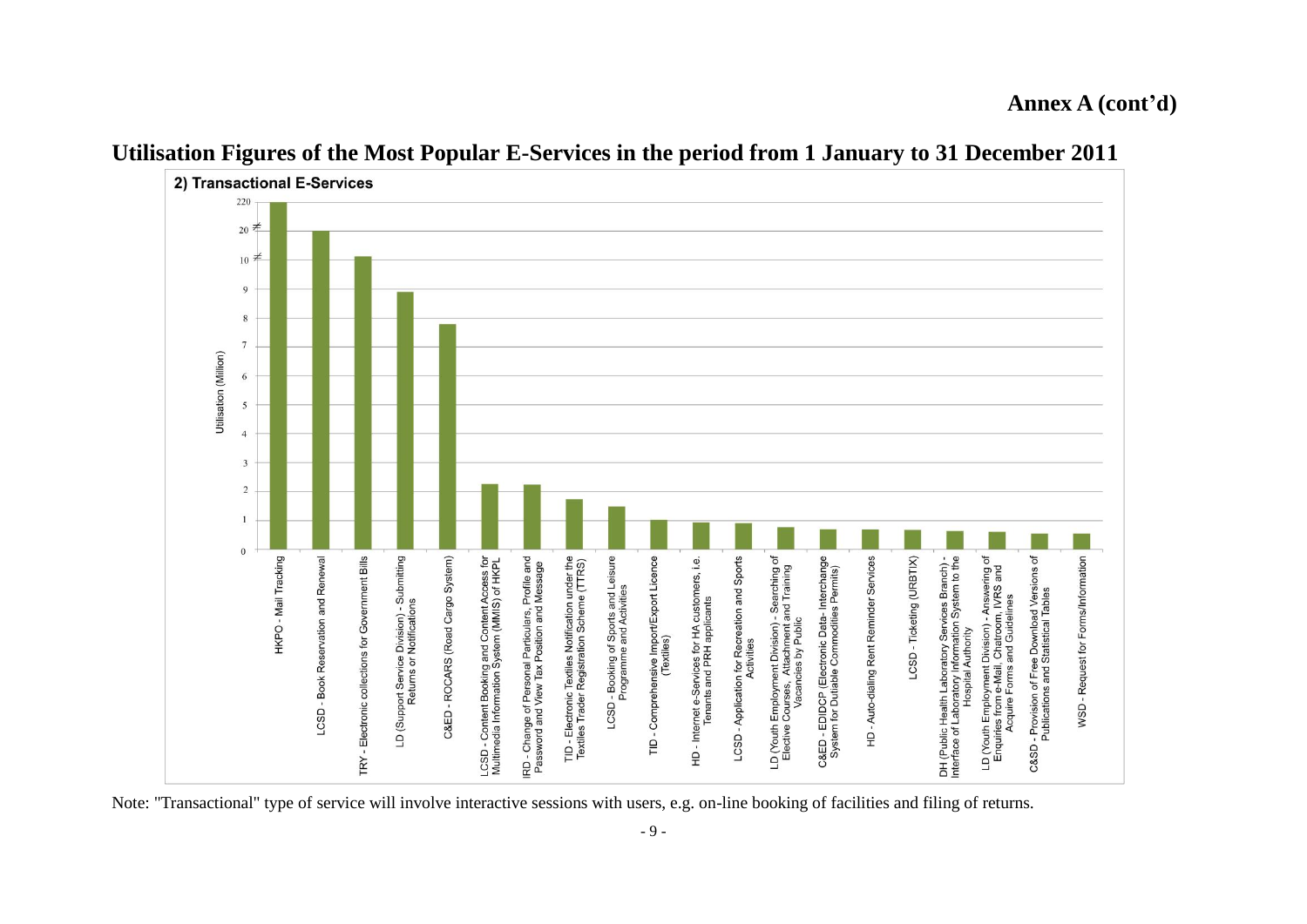**Annex A (cont'd)**

## Utilisation Figures of the Most Popular E-Services in the period from 1 January to 31 December 2011

**2) Transactional E-Services**

Utilisation (Million)

| E-Service |
|---|
| HKPO - Mail Tracking |
| LCSD - Book Reservation and Renewal |
| TRY - Electronic collections for Government Bills |
| LD (Support Service Division) - Submitting Returns or Notifications |
| C&ED - ROCARS (Road Cargo System) |
| LCSD - Content Booking and Content Access for Multimedia Information System (MMIS) of HKPL |
| IRD - Change of Personal Particulars, Profile and Password and View Tax Position and Message |
| TID - Electronic Textiles Notification under the Textiles Trader Registration Scheme (TTRS) |
| LCSD - Booking of Sports and Leisure Programme and Activities |
| TID - Comprehensive Import/Export Licence (Textiles) |
| HD - Internet e-Services for HA customers, i.e. Tenants and PRH applicants |
| LCSD - Application for Recreation and Sports Activities |
| LD (Youth Employment Division) - Searching of Elective Courses, Attachment and Training Vacancies by Public |
| C&ED - EDIDCP (Electronic Deta- Interchange System for Dutiable Commodities Permits) |
| HD - Auto-dialing Rent Reminder Services |
| LCSD - Ticketing (URBTIX) |
| DH (Public Health Laboratory Services Branch) - Interface of Laboratory Information System to the Hospital Authority |
| LD (Youth Employment Division) - Answering of Enquiries from e-Mail, Chatroom, IVRS and Acquire Forms and Guidelines |
| C&SD - Provision of Free Download Versions of Publications and Statistical Tables |
| WSD - Request for Forms/Information |

Note: "Transactional" type of service will involve interactive sessions with users, e.g. on-line booking of facilities and filing of returns.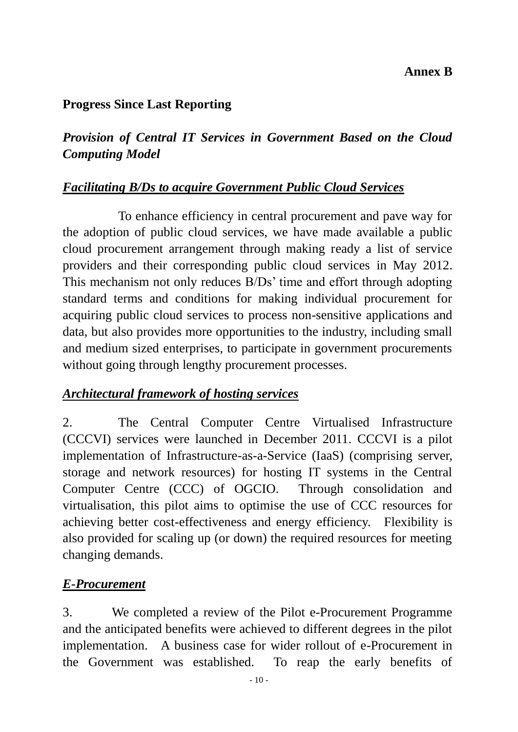**Annex B**

## Progress Since Last Reporting

### *Provision of Central IT Services in Government Based on the Cloud Computing Model*

***Facilitating B/Ds to acquire Government Public Cloud Services***

To enhance efficiency in central procurement and pave way for the adoption of public cloud services, we have made available a public cloud procurement arrangement through making ready a list of service providers and their corresponding public cloud services in May 2012. This mechanism not only reduces B/Ds' time and effort through adopting standard terms and conditions for making individual procurement for acquiring public cloud services to process non-sensitive applications and data, but also provides more opportunities to the industry, including small and medium sized enterprises, to participate in government procurements without going through lengthy procurement processes.

***Architectural framework of hosting services***

2. The Central Computer Centre Virtualised Infrastructure (CCCVI) services were launched in December 2011. CCCVI is a pilot implementation of Infrastructure-as-a-Service (IaaS) (comprising server, storage and network resources) for hosting IT systems in the Central Computer Centre (CCC) of OGCIO. Through consolidation and virtualisation, this pilot aims to optimise the use of CCC resources for achieving better cost-effectiveness and energy efficiency. Flexibility is also provided for scaling up (or down) the required resources for meeting changing demands.

***E-Procurement***

3. We completed a review of the Pilot e-Procurement Programme and the anticipated benefits were achieved to different degrees in the pilot implementation. A business case for wider rollout of e-Procurement in the Government was established. To reap the early benefits of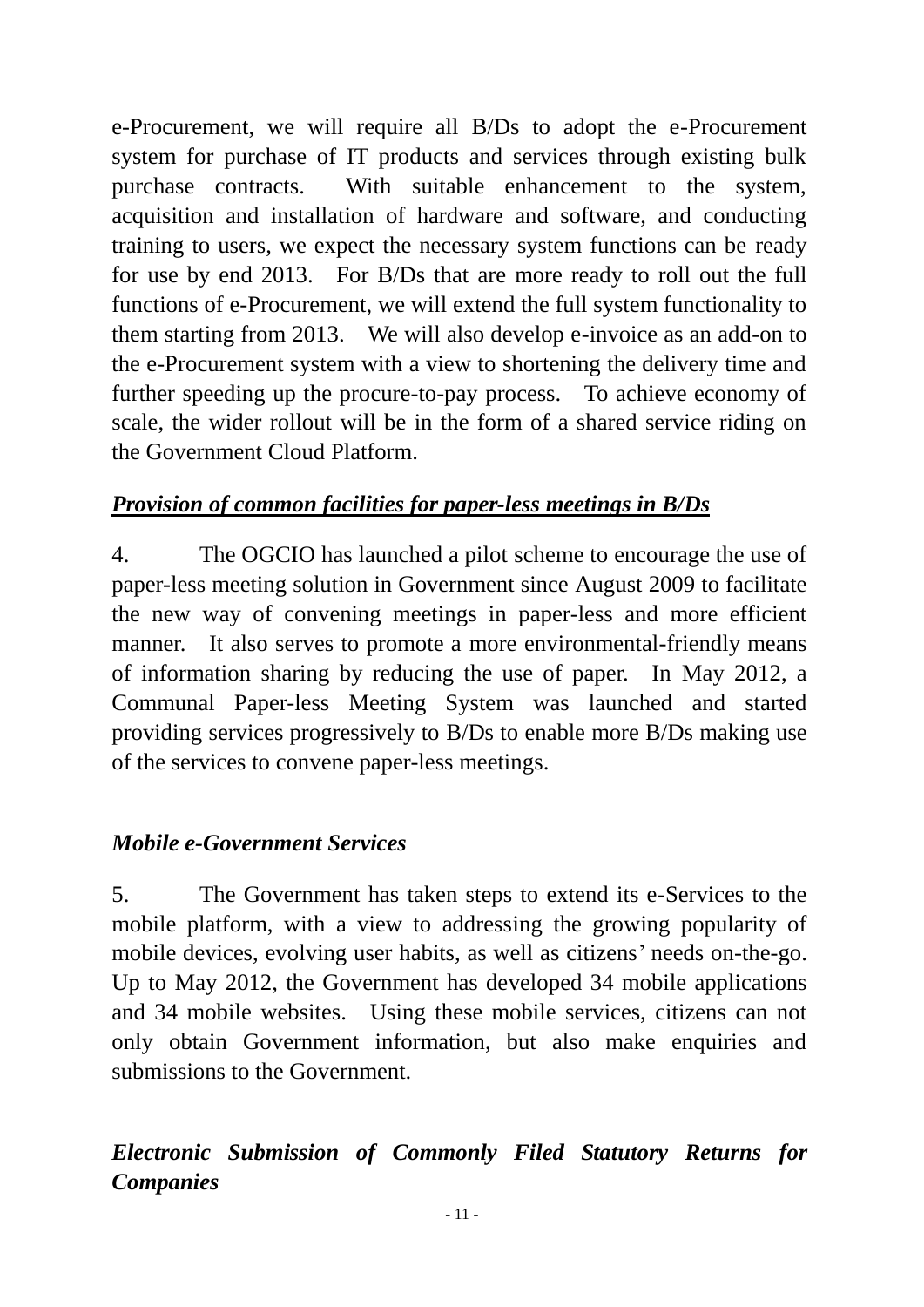e-Procurement, we will require all B/Ds to adopt the e-Procurement system for purchase of IT products and services through existing bulk purchase contracts. With suitable enhancement to the system, acquisition and installation of hardware and software, and conducting training to users, we expect the necessary system functions can be ready for use by end 2013. For B/Ds that are more ready to roll out the full functions of e-Procurement, we will extend the full system functionality to them starting from 2013. We will also develop e-invoice as an add-on to the e-Procurement system with a view to shortening the delivery time and further speeding up the procure-to-pay process. To achieve economy of scale, the wider rollout will be in the form of a shared service riding on the Government Cloud Platform.

***<u>Provision of common facilities for paper-less meetings in B/Ds</u>***

4. The OGCIO has launched a pilot scheme to encourage the use of paper-less meeting solution in Government since August 2009 to facilitate the new way of convening meetings in paper-less and more efficient manner. It also serves to promote a more environmental-friendly means of information sharing by reducing the use of paper. In May 2012, a Communal Paper-less Meeting System was launched and started providing services progressively to B/Ds to enable more B/Ds making use of the services to convene paper-less meetings.

***Mobile e-Government Services***

5. The Government has taken steps to extend its e-Services to the mobile platform, with a view to addressing the growing popularity of mobile devices, evolving user habits, as well as citizens' needs on-the-go. Up to May 2012, the Government has developed 34 mobile applications and 34 mobile websites. Using these mobile services, citizens can not only obtain Government information, but also make enquiries and submissions to the Government.

***Electronic Submission of Commonly Filed Statutory Returns for Companies***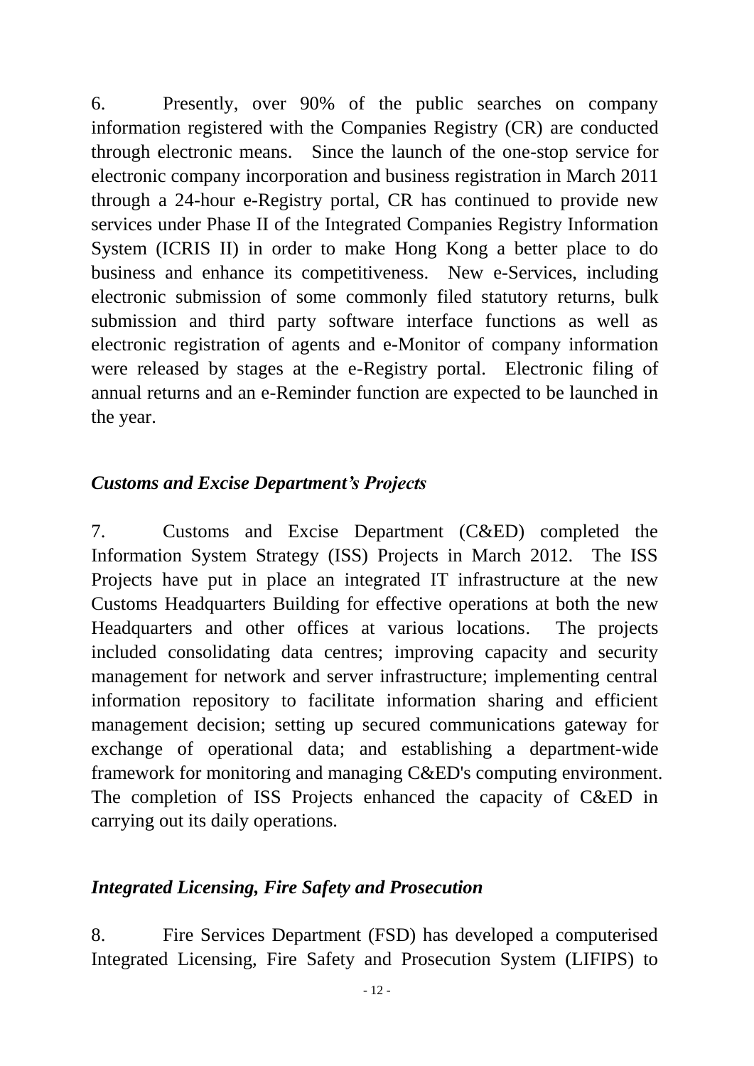6. Presently, over 90% of the public searches on company information registered with the Companies Registry (CR) are conducted through electronic means. Since the launch of the one-stop service for electronic company incorporation and business registration in March 2011 through a 24-hour e-Registry portal, CR has continued to provide new services under Phase II of the Integrated Companies Registry Information System (ICRIS II) in order to make Hong Kong a better place to do business and enhance its competitiveness. New e-Services, including electronic submission of some commonly filed statutory returns, bulk submission and third party software interface functions as well as electronic registration of agents and e-Monitor of company information were released by stages at the e-Registry portal. Electronic filing of annual returns and an e-Reminder function are expected to be launched in the year.

***Customs and Excise Department's Projects***

7. Customs and Excise Department (C&ED) completed the Information System Strategy (ISS) Projects in March 2012. The ISS Projects have put in place an integrated IT infrastructure at the new Customs Headquarters Building for effective operations at both the new Headquarters and other offices at various locations. The projects included consolidating data centres; improving capacity and security management for network and server infrastructure; implementing central information repository to facilitate information sharing and efficient management decision; setting up secured communications gateway for exchange of operational data; and establishing a department-wide framework for monitoring and managing C&ED's computing environment. The completion of ISS Projects enhanced the capacity of C&ED in carrying out its daily operations.

***Integrated Licensing, Fire Safety and Prosecution***

8. Fire Services Department (FSD) has developed a computerised Integrated Licensing, Fire Safety and Prosecution System (LIFIPS) to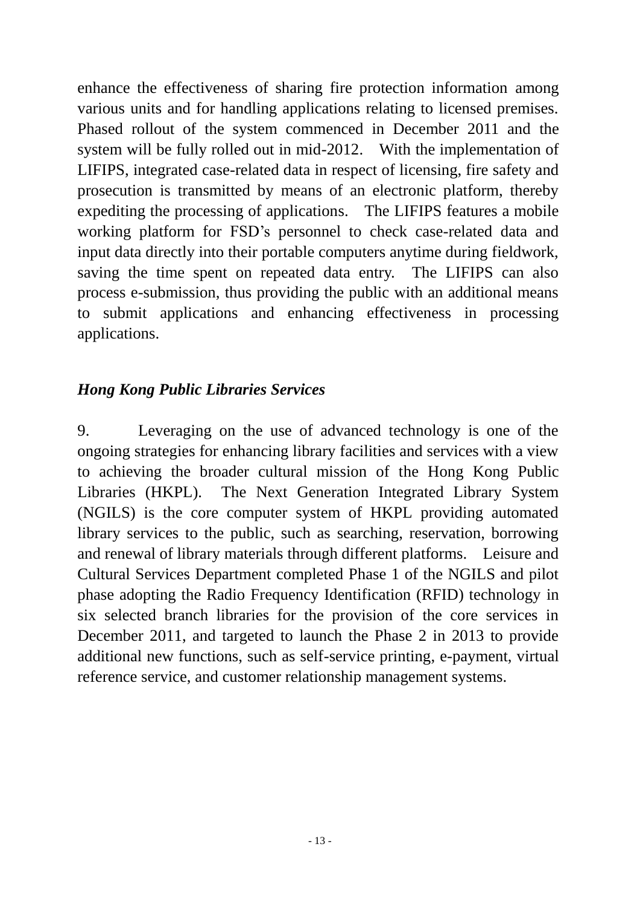enhance the effectiveness of sharing fire protection information among various units and for handling applications relating to licensed premises. Phased rollout of the system commenced in December 2011 and the system will be fully rolled out in mid-2012. With the implementation of LIFIPS, integrated case-related data in respect of licensing, fire safety and prosecution is transmitted by means of an electronic platform, thereby expediting the processing of applications. The LIFIPS features a mobile working platform for FSD's personnel to check case-related data and input data directly into their portable computers anytime during fieldwork, saving the time spent on repeated data entry. The LIFIPS can also process e-submission, thus providing the public with an additional means to submit applications and enhancing effectiveness in processing applications.

***Hong Kong Public Libraries Services***

9. Leveraging on the use of advanced technology is one of the ongoing strategies for enhancing library facilities and services with a view to achieving the broader cultural mission of the Hong Kong Public Libraries (HKPL). The Next Generation Integrated Library System (NGILS) is the core computer system of HKPL providing automated library services to the public, such as searching, reservation, borrowing and renewal of library materials through different platforms. Leisure and Cultural Services Department completed Phase 1 of the NGILS and pilot phase adopting the Radio Frequency Identification (RFID) technology in six selected branch libraries for the provision of the core services in December 2011, and targeted to launch the Phase 2 in 2013 to provide additional new functions, such as self-service printing, e-payment, virtual reference service, and customer relationship management systems.